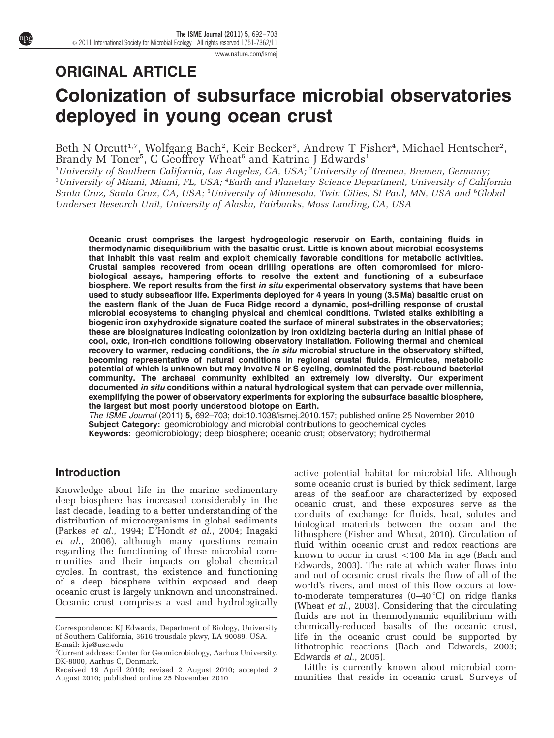ORIGINAL ARTICLE

# Colonization of subsurface microbial observatories deployed in young ocean crust

Beth N Orcutt[1,7], Wolfgang Bach[2], Keir Becker[3], Andrew T Fisher[4], Michael Hentscher[2], Brandy M Toner[5], C Geoffrey Wheat[6] and Katrina J Edwards[1]

[1]University of Southern California, Los Angeles, CA, USA; [2]University of Bremen, Bremen, Germany; [3]University of Miami, Miami, FL, USA; [4]Earth and Planetary Science Department, University of California Santa Cruz, Santa Cruz, CA, USA; [5]University of Minnesota, Twin Cities, St Paul, MN, USA and [6]Global Undersea Research Unit, University of Alaska, Fairbanks, Moss Landing, CA, USA

**Oceanic crust comprises the largest hydrogeologic reservoir on Earth, containing fluids in thermodynamic disequilibrium with the basaltic crust. Little is known about microbial ecosystems that inhabit this vast realm and exploit chemically favorable conditions for metabolic activities. Crustal samples recovered from ocean drilling operations are often compromised for microbiological assays, hampering efforts to resolve the extent and functioning of a subsurface biosphere. We report results from the first *in situ* experimental observatory systems that have been used to study subseafloor life. Experiments deployed for 4 years in young (3.5 Ma) basaltic crust on the eastern flank of the Juan de Fuca Ridge record a dynamic, post-drilling response of crustal microbial ecosystems to changing physical and chemical conditions. Twisted stalks exhibiting a biogenic iron oxyhydroxide signature coated the surface of mineral substrates in the observatories; these are biosignatures indicating colonization by iron oxidizing bacteria during an initial phase of cool, oxic, iron-rich conditions following observatory installation. Following thermal and chemical recovery to warmer, reducing conditions, the *in situ* microbial structure in the observatory shifted, becoming representative of natural conditions in regional crustal fluids. Firmicutes, metabolic potential of which is unknown but may involve N or S cycling, dominated the post-rebound bacterial community. The archaeal community exhibited an extremely low diversity. Our experiment documented *in situ* conditions within a natural hydrological system that can pervade over millennia, exemplifying the power of observatory experiments for exploring the subsurface basaltic biosphere, the largest but most poorly understood biotope on Earth.**

*The ISME Journal* (2011) **5,** 692–703; doi:10.1038/ismej.2010.157; published online 25 November 2010

**Subject Category:** geomicrobiology and microbial contributions to geochemical cycles

**Keywords:** geomicrobiology; deep biosphere; oceanic crust; observatory; hydrothermal

## Introduction

Knowledge about life in the marine sedimentary deep biosphere has increased considerably in the last decade, leading to a better understanding of the distribution of microorganisms in global sediments (Parkes *et al*., 1994; D'Hondt *et al*., 2004; Inagaki *et al*., 2006), although many questions remain regarding the functioning of these microbial communities and their impacts on global chemical cycles. In contrast, the existence and functioning of a deep biosphere within exposed and deep oceanic crust is largely unknown and unconstrained. Oceanic crust comprises a vast and hydrologically active potential habitat for microbial life. Although some oceanic crust is buried by thick sediment, large areas of the seafloor are characterized by exposed oceanic crust, and these exposures serve as the conduits of exchange for fluids, heat, solutes and biological materials between the ocean and the lithosphere (Fisher and Wheat, 2010). Circulation of fluid within oceanic crust and redox reactions are known to occur in crust <100 Ma in age (Bach and Edwards, 2003). The rate at which water flows into and out of oceanic crust rivals the flow of all of the world's rivers, and most of this flow occurs at low-to-moderate temperatures (0–40 °C) on ridge flanks (Wheat *et al*., 2003). Considering that the circulating fluids are not in thermodynamic equilibrium with chemically-reduced basalts of the oceanic crust, life in the oceanic crust could be supported by lithotrophic reactions (Bach and Edwards, 2003; Edwards *et al*., 2005).

Little is currently known about microbial communities that reside in oceanic crust. Surveys of

Correspondence: KJ Edwards, Department of Biology, University of Southern California, 3616 trousdale pkwy, LA 90089, USA. E-mail: kje@usc.edu

[7]Current address: Center for Geomicrobiology, Aarhus University, DK-8000, Aarhus C, Denmark.

Received 19 April 2010; revised 2 August 2010; accepted 2 August 2010; published online 25 November 2010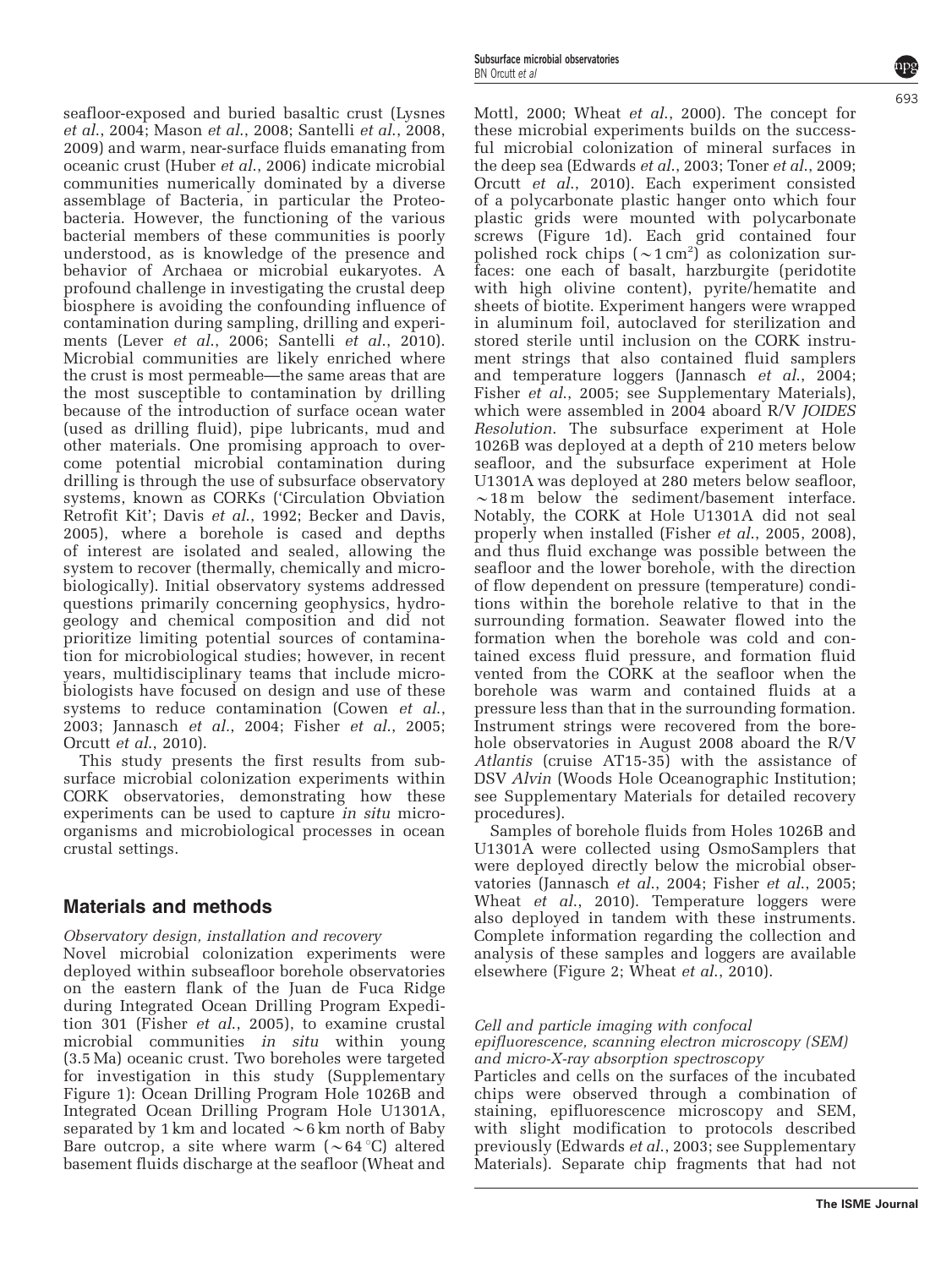seafloor-exposed and buried basaltic crust (Lysnes *et al.*, 2004; Mason *et al.*, 2008; Santelli *et al.*, 2008, 2009) and warm, near-surface fluids emanating from oceanic crust (Huber *et al.*, 2006) indicate microbial communities numerically dominated by a diverse assemblage of Bacteria, in particular the Proteobacteria. However, the functioning of the various bacterial members of these communities is poorly understood, as is knowledge of the presence and behavior of Archaea or microbial eukaryotes. A profound challenge in investigating the crustal deep biosphere is avoiding the confounding influence of contamination during sampling, drilling and experiments (Lever *et al.*, 2006; Santelli *et al.*, 2010). Microbial communities are likely enriched where the crust is most permeable—the same areas that are the most susceptible to contamination by drilling because of the introduction of surface ocean water (used as drilling fluid), pipe lubricants, mud and other materials. One promising approach to overcome potential microbial contamination during drilling is through the use of subsurface observatory systems, known as CORKs ('Circulation Obviation Retrofit Kit'; Davis *et al.*, 1992; Becker and Davis, 2005), where a borehole is cased and depths of interest are isolated and sealed, allowing the system to recover (thermally, chemically and microbiologically). Initial observatory systems addressed questions primarily concerning geophysics, hydrogeology and chemical composition and did not prioritize limiting potential sources of contamination for microbiological studies; however, in recent years, multidisciplinary teams that include microbiologists have focused on design and use of these systems to reduce contamination (Cowen *et al.*, 2003; Jannasch *et al.*, 2004; Fisher *et al.*, 2005; Orcutt *et al.*, 2010).

This study presents the first results from subsurface microbial colonization experiments within CORK observatories, demonstrating how these experiments can be used to capture *in situ* microorganisms and microbiological processes in ocean crustal settings.

## Materials and methods

### *Observatory design, installation and recovery*

Novel microbial colonization experiments were deployed within subseafloor borehole observatories on the eastern flank of the Juan de Fuca Ridge during Integrated Ocean Drilling Program Expedition 301 (Fisher *et al.*, 2005), to examine crustal microbial communities *in situ* within young (3.5 Ma) oceanic crust. Two boreholes were targeted for investigation in this study (Supplementary Figure 1): Ocean Drilling Program Hole 1026B and Integrated Ocean Drilling Program Hole U1301A, separated by 1 km and located ~6 km north of Baby Bare outcrop, a site where warm (~64 °C) altered basement fluids discharge at the seafloor (Wheat and Mottl, 2000; Wheat *et al.*, 2000). The concept for these microbial experiments builds on the successful microbial colonization of mineral surfaces in the deep sea (Edwards *et al.*, 2003; Toner *et al.*, 2009; Orcutt *et al.*, 2010). Each experiment consisted of a polycarbonate plastic hanger onto which four plastic grids were mounted with polycarbonate screws (Figure 1d). Each grid contained four polished rock chips (~1 cm$^2$) as colonization surfaces: one each of basalt, harzburgite (peridotite with high olivine content), pyrite/hematite and sheets of biotite. Experiment hangers were wrapped in aluminum foil, autoclaved for sterilization and stored sterile until inclusion on the CORK instrument strings that also contained fluid samplers and temperature loggers (Jannasch *et al.*, 2004; Fisher *et al.*, 2005; see Supplementary Materials), which were assembled in 2004 aboard R/V *JOIDES Resolution*. The subsurface experiment at Hole 1026B was deployed at a depth of 210 meters below seafloor, and the subsurface experiment at Hole U1301A was deployed at 280 meters below seafloor, ~18 m below the sediment/basement interface. Notably, the CORK at Hole U1301A did not seal properly when installed (Fisher *et al.*, 2005, 2008), and thus fluid exchange was possible between the seafloor and the lower borehole, with the direction of flow dependent on pressure (temperature) conditions within the borehole relative to that in the surrounding formation. Seawater flowed into the formation when the borehole was cold and contained excess fluid pressure, and formation fluid vented from the CORK at the seafloor when the borehole was warm and contained fluids at a pressure less than that in the surrounding formation. Instrument strings were recovered from the borehole observatories in August 2008 aboard the R/V *Atlantis* (cruise AT15-35) with the assistance of DSV *Alvin* (Woods Hole Oceanographic Institution; see Supplementary Materials for detailed recovery procedures).

Samples of borehole fluids from Holes 1026B and U1301A were collected using OsmoSamplers that were deployed directly below the microbial observatories (Jannasch *et al.*, 2004; Fisher *et al.*, 2005; Wheat *et al.*, 2010). Temperature loggers were also deployed in tandem with these instruments. Complete information regarding the collection and analysis of these samples and loggers are available elsewhere (Figure 2; Wheat *et al.*, 2010).

### *Cell and particle imaging with confocal epifluorescence, scanning electron microscopy (SEM) and micro-X-ray absorption spectroscopy*

Particles and cells on the surfaces of the incubated chips were observed through a combination of staining, epifluorescence microscopy and SEM, with slight modification to protocols described previously (Edwards *et al.*, 2003; see Supplementary Materials). Separate chip fragments that had not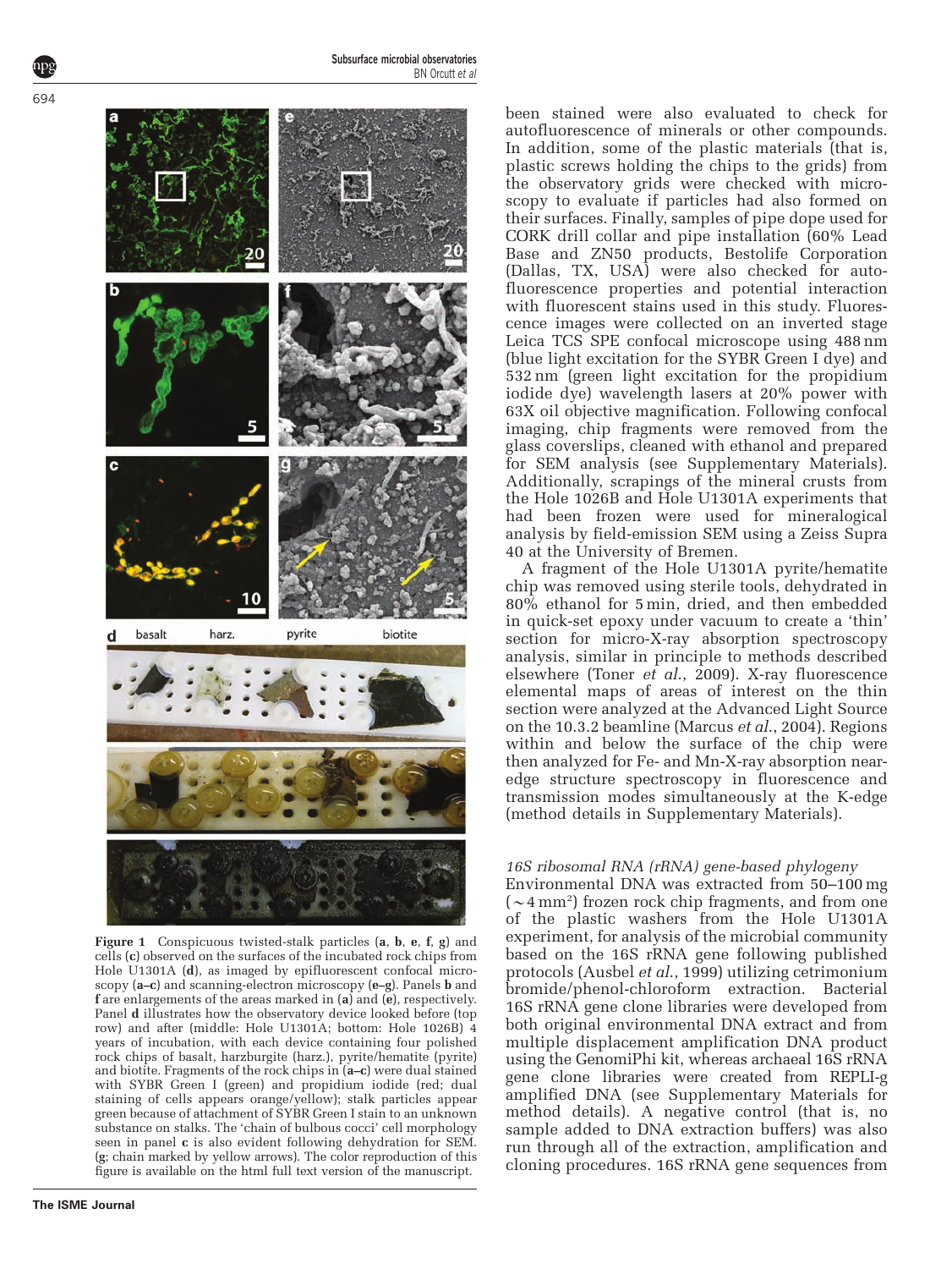Figure 1 Conspicuous twisted-stalk particles (**a**, **b**, **e**, **f**, **g**) and cells (**c**) observed on the surfaces of the incubated rock chips from Hole U1301A (**d**), as imaged by epifluorescent confocal microscopy (**a**–**c**) and scanning-electron microscopy (**e**–**g**). Panels **b** and **f** are enlargements of the areas marked in (**a**) and (**e**), respectively. Panel **d** illustrates how the observatory device looked before (top row) and after (middle: Hole U1301A; bottom: Hole 1026B) 4 years of incubation, with each device containing four polished rock chips of basalt, harzburgite (harz.), pyrite/hematite (pyrite) and biotite. Fragments of the rock chips in (**a**–**c**) were dual stained with SYBR Green I (green) and propidium iodide (red; dual staining of cells appears orange/yellow); stalk particles appear green because of attachment of SYBR Green I stain to an unknown substance on stalks. The 'chain of bulbous cocci' cell morphology seen in panel **c** is also evident following dehydration for SEM (**g**; chain marked by yellow arrows). The color reproduction of this figure is available on the html full text version of the manuscript.

been stained were also evaluated to check for autofluorescence of minerals or other compounds. In addition, some of the plastic materials (that is, plastic screws holding the chips to the grids) from the observatory grids were checked with microscopy to evaluate if particles had also formed on their surfaces. Finally, samples of pipe dope used for CORK drill collar and pipe installation (60% Lead Base and ZN50 products, Bestolife Corporation (Dallas, TX, USA) were also checked for autofluorescence properties and potential interaction with fluorescent stains used in this study. Fluorescence images were collected on an inverted stage Leica TCS SPE confocal microscope using 488 nm (blue light excitation for the SYBR Green I dye) and 532 nm (green light excitation for the propidium iodide dye) wavelength lasers at 20% power with 63X oil objective magnification. Following confocal imaging, chip fragments were removed from the glass coverslips, cleaned with ethanol and prepared for SEM analysis (see Supplementary Materials). Additionally, scrapings of the mineral crusts from the Hole 1026B and Hole U1301A experiments that had been frozen were used for mineralogical analysis by field-emission SEM using a Zeiss Supra 40 at the University of Bremen.

A fragment of the Hole U1301A pyrite/hematite chip was removed using sterile tools, dehydrated in 80% ethanol for 5 min, dried, and then embedded in quick-set epoxy under vacuum to create a 'thin' section for micro-X-ray absorption spectroscopy analysis, similar in principle to methods described elsewhere (Toner *et al.*, 2009). X-ray fluorescence elemental maps of areas of interest on the thin section were analyzed at the Advanced Light Source on the 10.3.2 beamline (Marcus *et al.*, 2004). Regions within and below the surface of the chip were then analyzed for Fe- and Mn-X-ray absorption near-edge structure spectroscopy in fluorescence and transmission modes simultaneously at the K-edge (method details in Supplementary Materials).

### *16S ribosomal RNA (rRNA) gene-based phylogeny*

Environmental DNA was extracted from 50–100 mg (~4 $mm^2$) frozen rock chip fragments, and from one of the plastic washers from the Hole U1301A experiment, for analysis of the microbial community based on the 16S rRNA gene following published protocols (Ausbel *et al.*, 1999) utilizing cetrimonium bromide/phenol-chloroform extraction. Bacterial 16S rRNA gene clone libraries were developed from both original environmental DNA extract and from multiple displacement amplification DNA product using the GenomiPhi kit, whereas archaeal 16S rRNA gene clone libraries were created from REPLI-g amplified DNA (see Supplementary Materials for method details). A negative control (that is, no sample added to DNA extraction buffers) was also run through all of the extraction, amplification and cloning procedures. 16S rRNA gene sequences from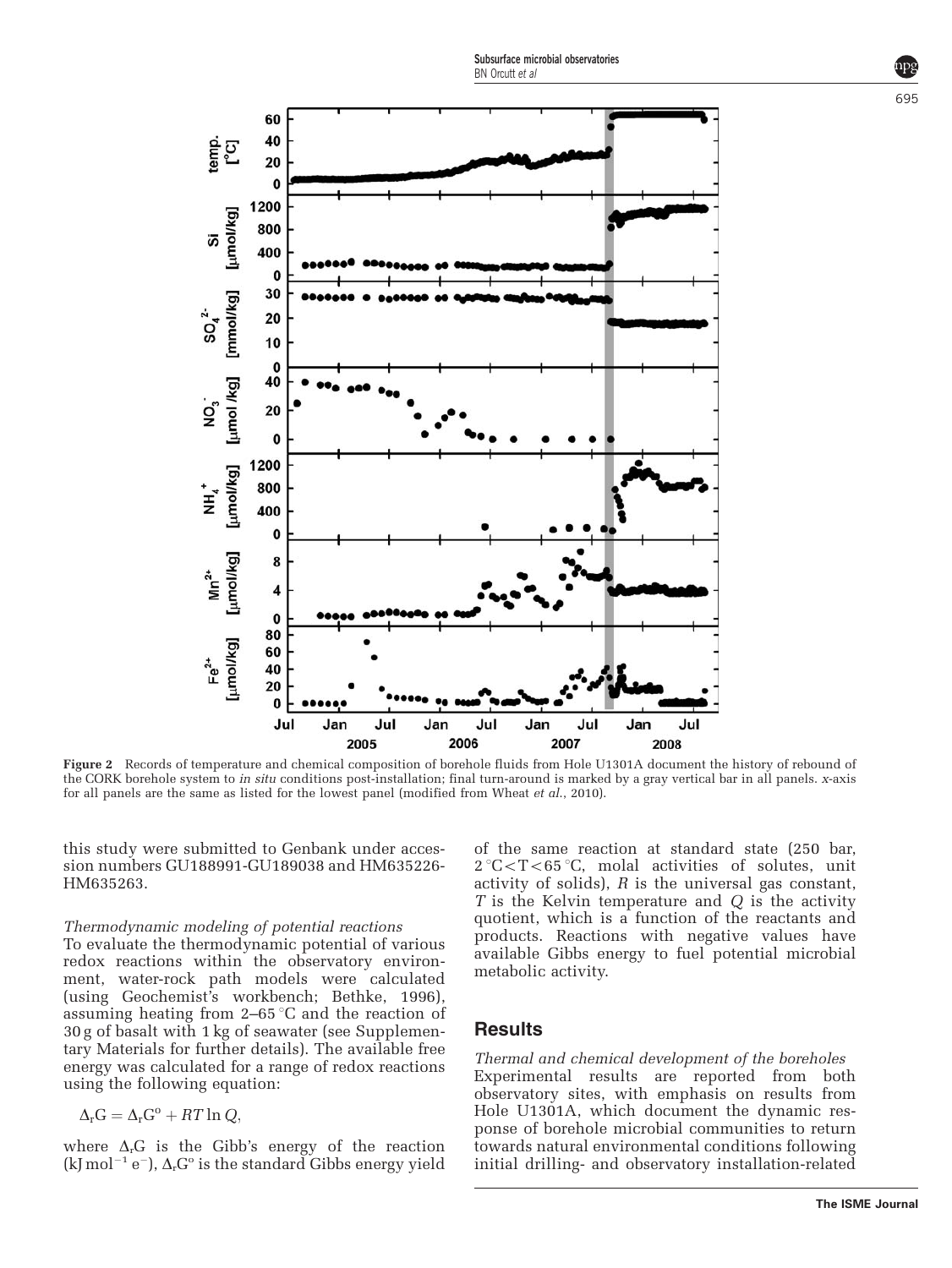**Figure 2** Records of temperature and chemical composition of borehole fluids from Hole U1301A document the history of rebound of the CORK borehole system to *in situ* conditions post-installation; final turn-around is marked by a gray vertical bar in all panels. *x*-axis for all panels are the same as listed for the lowest panel (modified from Wheat *et al.*, 2010).

this study were submitted to Genbank under accession numbers GU188991-GU189038 and HM635226-HM635263.

*Thermodynamic modeling of potential reactions*

To evaluate the thermodynamic potential of various redox reactions within the observatory environment, water-rock path models were calculated (using Geochemist's workbench; Bethke, 1996), assuming heating from 2–65 °C and the reaction of 30 g of basalt with 1 kg of seawater (see Supplementary Materials for further details). The available free energy was calculated for a range of redox reactions using the following equation:

$$\Delta_r G = \Delta_r G^o + RT \ln Q,$$

where $\Delta_r G$ is the Gibb's energy of the reaction ($kJ\,mol^{-1}\,e^{-}$), $\Delta_r G^o$ is the standard Gibbs energy yield of the same reaction at standard state (250 bar, $2\,^{\circ}C < T < 65\,^{\circ}C$, molal activities of solutes, unit activity of solids), $R$ is the universal gas constant, $T$ is the Kelvin temperature and $Q$ is the activity quotient, which is a function of the reactants and products. Reactions with negative values have available Gibbs energy to fuel potential microbial metabolic activity.

## Results

*Thermal and chemical development of the boreholes*

Experimental results are reported from both observatory sites, with emphasis on results from Hole U1301A, which document the dynamic response of borehole microbial communities to return towards natural environmental conditions following initial drilling- and observatory installation-related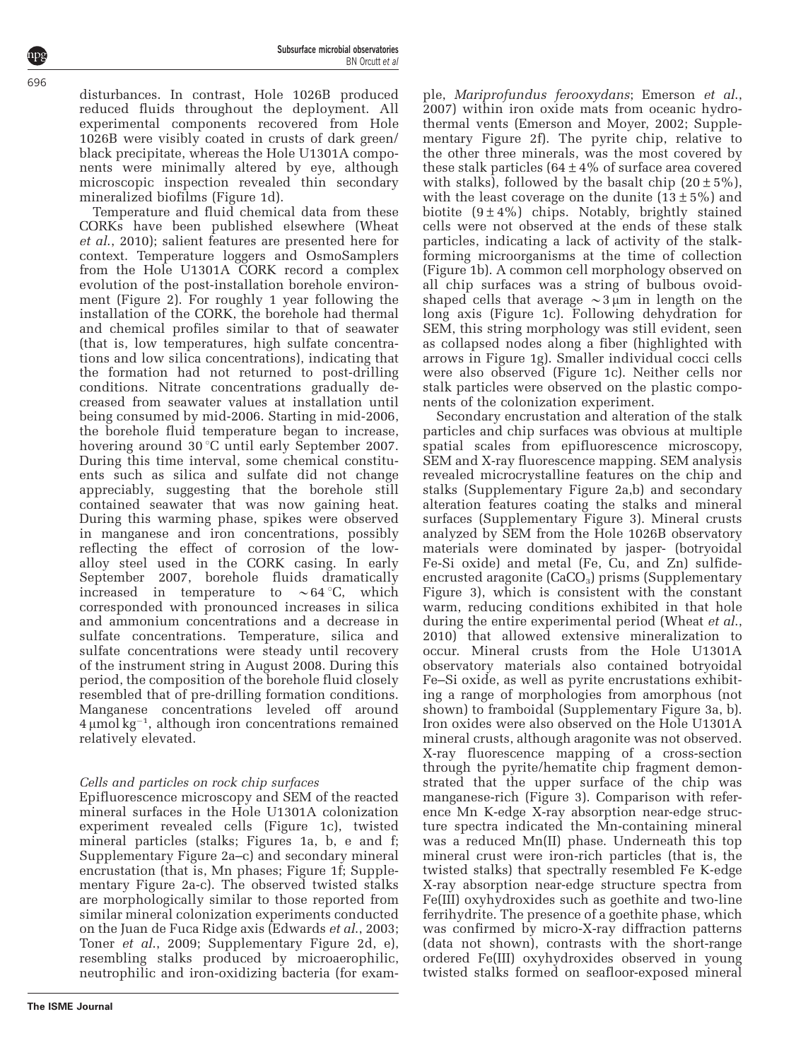disturbances. In contrast, Hole 1026B produced reduced fluids throughout the deployment. All experimental components recovered from Hole 1026B were visibly coated in crusts of dark green/black precipitate, whereas the Hole U1301A components were minimally altered by eye, although microscopic inspection revealed thin secondary mineralized biofilms (Figure 1d).

Temperature and fluid chemical data from these CORKs have been published elsewhere (Wheat *et al.*, 2010); salient features are presented here for context. Temperature loggers and OsmoSamplers from the Hole U1301A CORK record a complex evolution of the post-installation borehole environment (Figure 2). For roughly 1 year following the installation of the CORK, the borehole had thermal and chemical profiles similar to that of seawater (that is, low temperatures, high sulfate concentrations and low silica concentrations), indicating that the formation had not returned to post-drilling conditions. Nitrate concentrations gradually decreased from seawater values at installation until being consumed by mid-2006. Starting in mid-2006, the borehole fluid temperature began to increase, hovering around 30 °C until early September 2007. During this time interval, some chemical constituents such as silica and sulfate did not change appreciably, suggesting that the borehole still contained seawater that was now gaining heat. During this warming phase, spikes were observed in manganese and iron concentrations, possibly reflecting the effect of corrosion of the low-alloy steel used in the CORK casing. In early September 2007, borehole fluids dramatically increased in temperature to ~64 °C, which corresponded with pronounced increases in silica and ammonium concentrations and a decrease in sulfate concentrations. Temperature, silica and sulfate concentrations were steady until recovery of the instrument string in August 2008. During this period, the composition of the borehole fluid closely resembled that of pre-drilling formation conditions. Manganese concentrations leveled off around 4 μmol $kg^{-1}$, although iron concentrations remained relatively elevated.

### *Cells and particles on rock chip surfaces*

Epifluorescence microscopy and SEM of the reacted mineral surfaces in the Hole U1301A colonization experiment revealed cells (Figure 1c), twisted mineral particles (stalks; Figures 1a, b, e and f; Supplementary Figure 2a–c) and secondary mineral encrustation (that is, Mn phases; Figure 1f; Supplementary Figure 2a-c). The observed twisted stalks are morphologically similar to those reported from similar mineral colonization experiments conducted on the Juan de Fuca Ridge axis (Edwards *et al.*, 2003; Toner *et al.*, 2009; Supplementary Figure 2d, e), resembling stalks produced by microaerophilic, neutrophilic and iron-oxidizing bacteria (for example, *Mariprofundus ferooxydans*; Emerson *et al.*, 2007) within iron oxide mats from oceanic hydrothermal vents (Emerson and Moyer, 2002; Supplementary Figure 2f). The pyrite chip, relative to the other three minerals, was the most covered by these stalk particles (64 ± 4% of surface area covered with stalks), followed by the basalt chip (20 ± 5%), with the least coverage on the dunite (13 ± 5%) and biotite (9 ± 4%) chips. Notably, brightly stained cells were not observed at the ends of these stalk particles, indicating a lack of activity of the stalk-forming microorganisms at the time of collection (Figure 1b). A common cell morphology observed on all chip surfaces was a string of bulbous ovoid-shaped cells that average ~3 μm in length on the long axis (Figure 1c). Following dehydration for SEM, this string morphology was still evident, seen as collapsed nodes along a fiber (highlighted with arrows in Figure 1g). Smaller individual cocci cells were also observed (Figure 1c). Neither cells nor stalk particles were observed on the plastic components of the colonization experiment.

Secondary encrustation and alteration of the stalk particles and chip surfaces was obvious at multiple spatial scales from epifluorescence microscopy, SEM and X-ray fluorescence mapping. SEM analysis revealed microcrystalline features on the chip and stalks (Supplementary Figure 2a,b) and secondary alteration features coating the stalks and mineral surfaces (Supplementary Figure 3). Mineral crusts analyzed by SEM from the Hole 1026B observatory materials were dominated by jasper- (botryoidal Fe-Si oxide) and metal (Fe, Cu, and Zn) sulfide-encrusted aragonite ($CaCO_3$) prisms (Supplementary Figure 3), which is consistent with the constant warm, reducing conditions exhibited in that hole during the entire experimental period (Wheat *et al.*, 2010) that allowed extensive mineralization to occur. Mineral crusts from the Hole U1301A observatory materials also contained botryoidal Fe–Si oxide, as well as pyrite encrustations exhibiting a range of morphologies from amorphous (not shown) to framboidal (Supplementary Figure 3a, b). Iron oxides were also observed on the Hole U1301A mineral crusts, although aragonite was not observed. X-ray fluorescence mapping of a cross-section through the pyrite/hematite chip fragment demonstrated that the upper surface of the chip was manganese-rich (Figure 3). Comparison with reference Mn K-edge X-ray absorption near-edge structure spectra indicated the Mn-containing mineral was a reduced Mn(II) phase. Underneath this top mineral crust were iron-rich particles (that is, the twisted stalks) that spectrally resembled Fe K-edge X-ray absorption near-edge structure spectra from Fe(III) oxyhydroxides such as goethite and two-line ferrihydrite. The presence of a goethite phase, which was confirmed by micro-X-ray diffraction patterns (data not shown), contrasts with the short-range ordered Fe(III) oxyhydroxides observed in young twisted stalks formed on seafloor-exposed mineral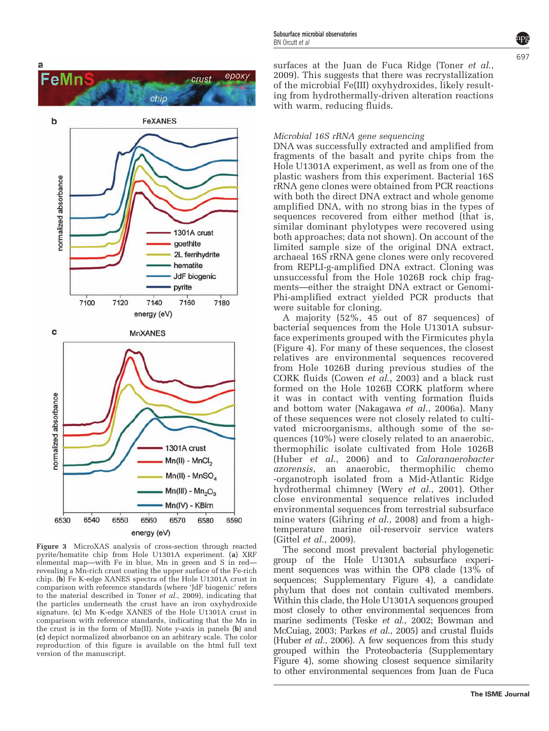Figure 3 MicroXAS analysis of cross-section through reacted pyrite/hematite chip from Hole U1301A experiment. (**a**) XRF elemental map—with Fe in blue, Mn in green and S in red—revealing a Mn-rich crust coating the upper surface of the Fe-rich chip. (**b**) Fe K-edge XANES spectra of the Hole U1301A crust in comparison with reference standards (where 'JdF biogenic' refers to the material described in Toner *et al.*, 2009), indicating that the particles underneath the crust have an iron oxyhydroxide signature. (**c**) Mn K-edge XANES of the Hole U1301A crust in comparison with reference standards, indicating that the Mn in the crust is in the form of Mn(II). Note *y*-axis in panels (**b**) and (**c**) depict normalized absorbance on an arbitrary scale. The color reproduction of this figure is available on the html full text version of the manuscript.

surfaces at the Juan de Fuca Ridge (Toner *et al.*, 2009). This suggests that there was recrystallization of the microbial Fe(III) oxyhydroxides, likely resulting from hydrothermally-driven alteration reactions with warm, reducing fluids.

### *Microbial 16S rRNA gene sequencing*

DNA was successfully extracted and amplified from fragments of the basalt and pyrite chips from the Hole U1301A experiment, as well as from one of the plastic washers from this experiment. Bacterial 16S rRNA gene clones were obtained from PCR reactions with both the direct DNA extract and whole genome amplified DNA, with no strong bias in the types of sequences recovered from either method (that is, similar dominant phylotypes were recovered using both approaches; data not shown). On account of the limited sample size of the original DNA extract, archaeal 16S rRNA gene clones were only recovered from REPLI-g-amplified DNA extract. Cloning was unsuccessful from the Hole 1026B rock chip fragments—either the straight DNA extract or GenomiPhi-amplified extract yielded PCR products that were suitable for cloning.

A majority (52%, 45 out of 87 sequences) of bacterial sequences from the Hole U1301A subsurface experiments grouped with the Firmicutes phyla (Figure 4). For many of these sequences, the closest relatives are environmental sequences recovered from Hole 1026B during previous studies of the CORK fluids (Cowen *et al.*, 2003) and a black rust formed on the Hole 1026B CORK platform where it was in contact with venting formation fluids and bottom water (Nakagawa *et al.*, 2006a). Many of these sequences were not closely related to cultivated microorganisms, although some of the sequences (10%) were closely related to an anaerobic, thermophilic isolate cultivated from Hole 1026B (Huber *et al.*, 2006) and to *Caloranaerobacter azorensis*, an anaerobic, thermophilic chemo-organotroph isolated from a Mid-Atlantic Ridge hydrothermal chimney (Wery *et al.*, 2001). Other close environmental sequence relatives included environmental sequences from terrestrial subsurface mine waters (Gihring *et al.*, 2008) and from a high-temperature marine oil-reservoir service waters (Gittel *et al.*, 2009).

The second most prevalent bacterial phylogenetic group of the Hole U1301A subsurface experiment sequences was within the OP8 clade (13% of sequences; Supplementary Figure 4), a candidate phylum that does not contain cultivated members. Within this clade, the Hole U1301A sequences grouped most closely to other environmental sequences from marine sediments (Teske *et al.*, 2002; Bowman and McCuaig, 2003; Parkes *et al.*, 2005) and crustal fluids (Huber *et al.*, 2006). A few sequences from this study grouped within the Proteobacteria (Supplementary Figure 4), some showing closest sequence similarity to other environmental sequences from Juan de Fuca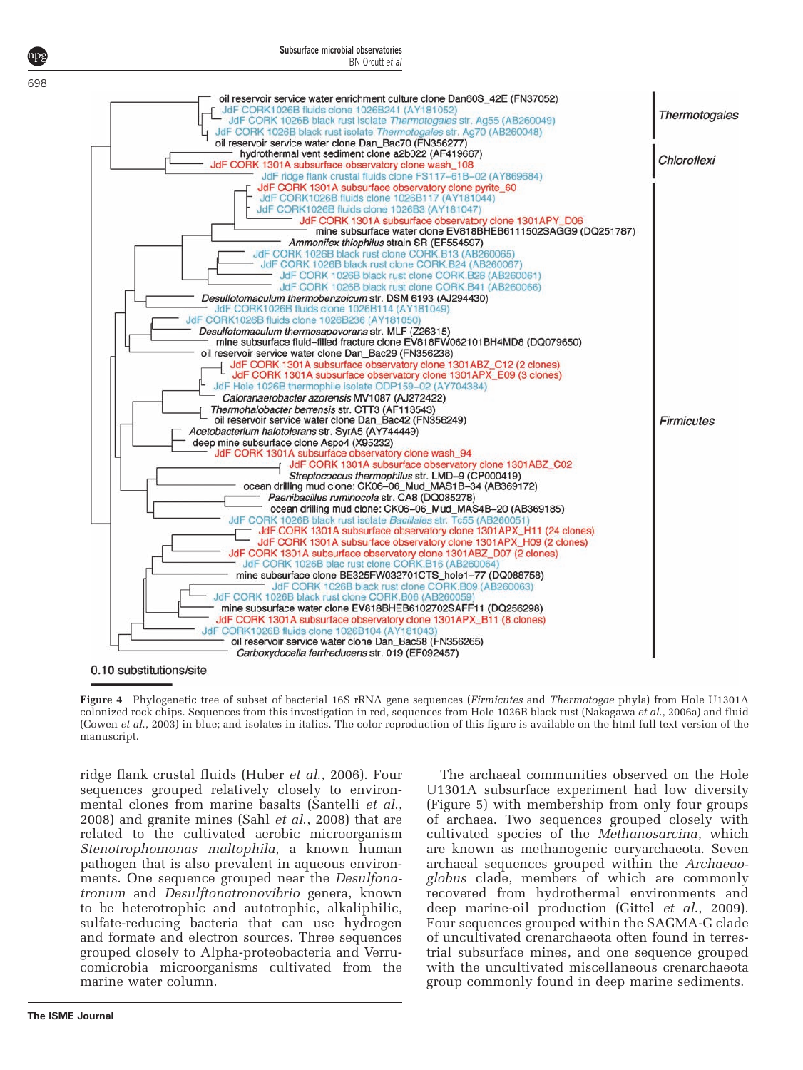**Figure 4** Phylogenetic tree of subset of bacterial 16S rRNA gene sequences (*Firmicutes* and *Thermotogae* phyla) from Hole U1301A colonized rock chips. Sequences from this investigation in red, sequences from Hole 1026B black rust (Nakagawa *et al.*, 2006a) and fluid (Cowen *et al.*, 2003) in blue; and isolates in italics. The color reproduction of this figure is available on the html full text version of the manuscript.

ridge flank crustal fluids (Huber *et al.*, 2006). Four sequences grouped relatively closely to environmental clones from marine basalts (Santelli *et al.*, 2008) and granite mines (Sahl *et al.*, 2008) that are related to the cultivated aerobic microorganism *Stenotrophomonas maltophila*, a known human pathogen that is also prevalent in aqueous environments. One sequence grouped near the *Desulfonatronum* and *Desulftonatronovibrio* genera, known to be heterotrophic and autotrophic, alkaliphilic, sulfate-reducing bacteria that can use hydrogen and formate and electron sources. Three sequences grouped closely to Alpha-proteobacteria and Verrucomicrobia microorganisms cultivated from the marine water column.

The archaeal communities observed on the Hole U1301A subsurface experiment had low diversity (Figure 5) with membership from only four groups of archaea. Two sequences grouped closely with cultivated species of the *Methanosarcina*, which are known as methanogenic euryarchaeota. Seven archaeal sequences grouped within the *Archaeaoglobus* clade, members of which are commonly recovered from hydrothermal environments and deep marine-oil production (Gittel *et al.*, 2009). Four sequences grouped within the SAGMA-G clade of uncultivated crenarchaeota often found in terrestrial subsurface mines, and one sequence grouped with the uncultivated miscellaneous crenarchaeota group commonly found in deep marine sediments.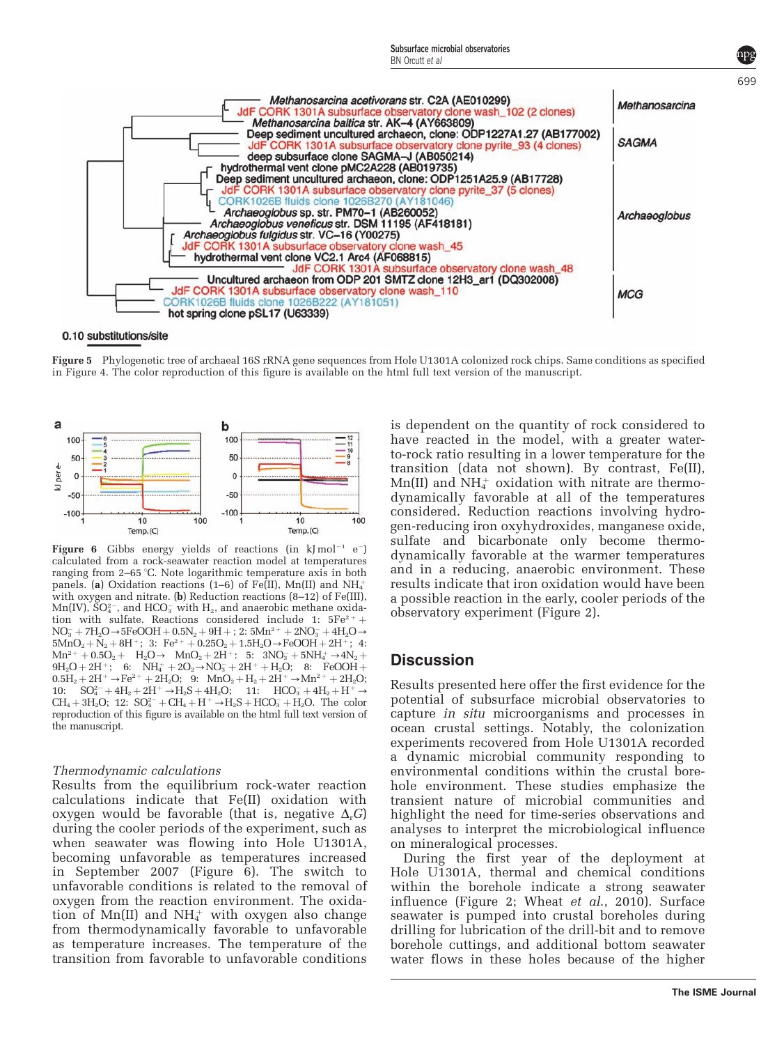**Figure 5** Phylogenetic tree of archaeal 16S rRNA gene sequences from Hole U1301A colonized rock chips. Same conditions as specified in Figure 4. The color reproduction of this figure is available on the html full text version of the manuscript.

**Figure 6** Gibbs energy yields of reactions (in $kJ\,mol^{-1}\,e^{-}$) calculated from a rock-seawater reaction model at temperatures ranging from 2–65 °C. Note logarithmic temperature axis in both panels. (**a**) Oxidation reactions (1–6) of Fe(II), Mn(II) and $NH_4^+$ with oxygen and nitrate. (**b**) Reduction reactions (8–12) of Fe(III), Mn(IV), $SO_4^{2-}$, and $HCO_3^-$ with $H_2$, and anaerobic methane oxidation with sulfate. Reactions considered include 1: $5Fe^{2+} + NO_3^- + 7H_2O \rightarrow 5FeOOH + 0.5N_2 + 9H^+$; 2: $5Mn^{2+} + 2NO_3^- + 4H_2O \rightarrow 5MnO_2 + N_2 + 8H^+$; 3: $Fe^{2+} + 0.25O_2 + 1.5H_2O \rightarrow FeOOH + 2H^+$; 4: $Mn^{2+} + 0.5O_2 + H_2O \rightarrow MnO_2 + 2H^+$; 5: $3NO_3^- + 5NH_4^+ \rightarrow 4N_2 + 9H_2O + 2H^+$; 6: $NH_4^+ + 2O_2 \rightarrow NO_3^- + 2H^+ + H_2O$; 8: $FeOOH + 0.5H_2 + 2H^+ \rightarrow Fe^{2+} + 2H_2O$; 9: $MnO_2 + H_2 + 2H^+ \rightarrow Mn^{2+} + 2H_2O$; 10: $SO_4^{2-} + 4H_2 + 2H^+ \rightarrow H_2S + 4H_2O$; 11: $HCO_3^- + 4H_2 + H^+ \rightarrow CH_4 + 3H_2O$; 12: $SO_4^{2-} + CH_4 + H^+ \rightarrow H_2S + HCO_3^- + H_2O$. The color reproduction of this figure is available on the html full text version of the manuscript.

*Thermodynamic calculations*

Results from the equilibrium rock-water reaction calculations indicate that Fe(II) oxidation with oxygen would be favorable (that is, negative $\Delta_r G$) during the cooler periods of the experiment, such as when seawater was flowing into Hole U1301A, becoming unfavorable as temperatures increased in September 2007 (Figure 6). The switch to unfavorable conditions is related to the removal of oxygen from the reaction environment. The oxidation of Mn(II) and $NH_4^+$ with oxygen also change from thermodynamically favorable to unfavorable as temperature increases. The temperature of the transition from favorable to unfavorable conditions is dependent on the quantity of rock considered to have reacted in the model, with a greater water-to-rock ratio resulting in a lower temperature for the transition (data not shown). By contrast, Fe(II), Mn(II) and $NH_4^+$ oxidation with nitrate are thermodynamically favorable at all of the temperatures considered. Reduction reactions involving hydrogen-reducing iron oxyhydroxides, manganese oxide, sulfate and bicarbonate only become thermodynamically favorable at the warmer temperatures and in a reducing, anaerobic environment. These results indicate that iron oxidation would have been a possible reaction in the early, cooler periods of the observatory experiment (Figure 2).

## Discussion

Results presented here offer the first evidence for the potential of subsurface microbial observatories to capture *in situ* microorganisms and processes in ocean crustal settings. Notably, the colonization experiments recovered from Hole U1301A recorded a dynamic microbial community responding to environmental conditions within the crustal borehole environment. These studies emphasize the transient nature of microbial communities and highlight the need for time-series observations and analyses to interpret the microbiological influence on mineralogical processes.

During the first year of the deployment at Hole U1301A, thermal and chemical conditions within the borehole indicate a strong seawater influence (Figure 2; Wheat *et al.*, 2010). Surface seawater is pumped into crustal boreholes during drilling for lubrication of the drill-bit and to remove borehole cuttings, and additional bottom seawater water flows in these holes because of the higher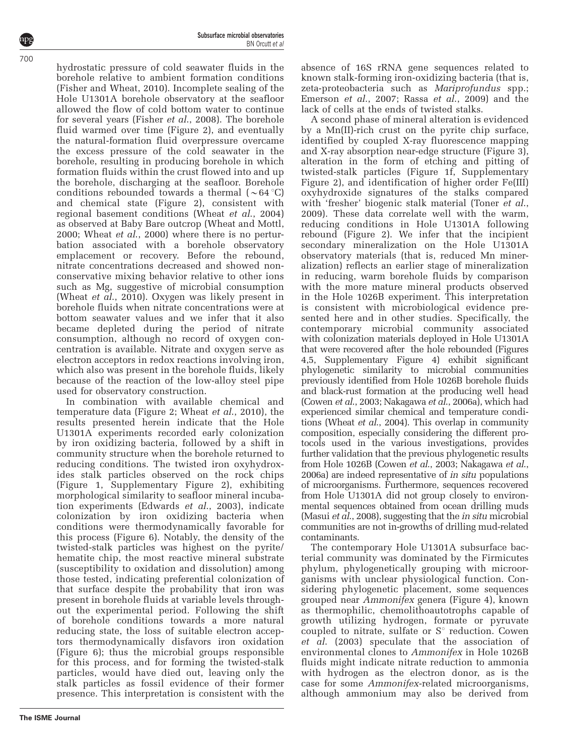hydrostatic pressure of cold seawater fluids in the borehole relative to ambient formation conditions (Fisher and Wheat, 2010). Incomplete sealing of the Hole U1301A borehole observatory at the seafloor allowed the flow of cold bottom water to continue for several years (Fisher *et al*., 2008). The borehole fluid warmed over time (Figure 2), and eventually the natural-formation fluid overpressure overcame the excess pressure of the cold seawater in the borehole, resulting in producing borehole in which formation fluids within the crust flowed into and up the borehole, discharging at the seafloor. Borehole conditions rebounded towards a thermal (~64 °C) and chemical state (Figure 2), consistent with regional basement conditions (Wheat *et al*., 2004) as observed at Baby Bare outcrop (Wheat and Mottl, 2000; Wheat *et al*., 2000) where there is no perturbation associated with a borehole observatory emplacement or recovery. Before the rebound, nitrate concentrations decreased and showed non-conservative mixing behavior relative to other ions such as Mg, suggestive of microbial consumption (Wheat *et al*., 2010). Oxygen was likely present in borehole fluids when nitrate concentrations were at bottom seawater values and we infer that it also became depleted during the period of nitrate consumption, although no record of oxygen concentration is available. Nitrate and oxygen serve as electron acceptors in redox reactions involving iron, which also was present in the borehole fluids, likely because of the reaction of the low-alloy steel pipe used for observatory construction.

In combination with available chemical and temperature data (Figure 2; Wheat *et al*., 2010), the results presented herein indicate that the Hole U1301A experiments recorded early colonization by iron oxidizing bacteria, followed by a shift in community structure when the borehole returned to reducing conditions. The twisted iron oxyhydroxides stalk particles observed on the rock chips (Figure 1, Supplementary Figure 2), exhibiting morphological similarity to seafloor mineral incubation experiments (Edwards *et al*., 2003), indicate colonization by iron oxidizing bacteria when conditions were thermodynamically favorable for this process (Figure 6). Notably, the density of the twisted-stalk particles was highest on the pyrite/hematite chip, the most reactive mineral substrate (susceptibility to oxidation and dissolution) among those tested, indicating preferential colonization of that surface despite the probability that iron was present in borehole fluids at variable levels throughout the experimental period. Following the shift of borehole conditions towards a more natural reducing state, the loss of suitable electron acceptors thermodynamically disfavors iron oxidation (Figure 6); thus the microbial groups responsible for this process, and for forming the twisted-stalk particles, would have died out, leaving only the stalk particles as fossil evidence of their former presence. This interpretation is consistent with the absence of 16S rRNA gene sequences related to known stalk-forming iron-oxidizing bacteria (that is, zeta-proteobacteria such as *Mariprofundus* spp.; Emerson *et al*., 2007; Rassa *et al*., 2009) and the lack of cells at the ends of twisted stalks.

A second phase of mineral alteration is evidenced by a Mn(II)-rich crust on the pyrite chip surface, identified by coupled X-ray fluorescence mapping and X-ray absorption near-edge structure (Figure 3), alteration in the form of etching and pitting of twisted-stalk particles (Figure 1f, Supplementary Figure 2), and identification of higher order Fe(III) oxyhydroxide signatures of the stalks compared with 'fresher' biogenic stalk material (Toner *et al*., 2009). These data correlate well with the warm, reducing conditions in Hole U1301A following rebound (Figure 2). We infer that the incipient secondary mineralization on the Hole U1301A observatory materials (that is, reduced Mn mineralization) reflects an earlier stage of mineralization in reducing, warm borehole fluids by comparison with the more mature mineral products observed in the Hole 1026B experiment. This interpretation is consistent with microbiological evidence presented here and in other studies. Specifically, the contemporary microbial community associated with colonization materials deployed in Hole U1301A that were recovered after the hole rebounded (Figures 4,5, Supplementary Figure 4) exhibit significant phylogenetic similarity to microbial communities previously identified from Hole 1026B borehole fluids and black-rust formation at the producing well head (Cowen *et al*., 2003; Nakagawa *et al*., 2006a), which had experienced similar chemical and temperature conditions (Wheat *et al*., 2004). This overlap in community composition, especially considering the different protocols used in the various investigations, provides further validation that the previous phylogenetic results from Hole 1026B (Cowen *et al*., 2003; Nakagawa *et al*., 2006a) are indeed representative of *in situ* populations of microorganisms. Furthermore, sequences recovered from Hole U1301A did not group closely to environmental sequences obtained from ocean drilling muds (Masui *et al*., 2008), suggesting that the *in situ* microbial communities are not in-growths of drilling mud-related contaminants.

The contemporary Hole U1301A subsurface bacterial community was dominated by the Firmicutes phylum, phylogenetically grouping with microorganisms with unclear physiological function. Considering phylogenetic placement, some sequences grouped near *Ammonifex* genera (Figure 4), known as thermophilic, chemolithoautotrophs capable of growth utilizing hydrogen, formate or pyruvate coupled to nitrate, sulfate or $S^{\circ}$ reduction. Cowen *et al*. (2003) speculate that the association of environmental clones to *Ammonifex* in Hole 1026B fluids might indicate nitrate reduction to ammonia with hydrogen as the electron donor, as is the case for some *Ammonifex*-related microorganisms, although ammonium may also be derived from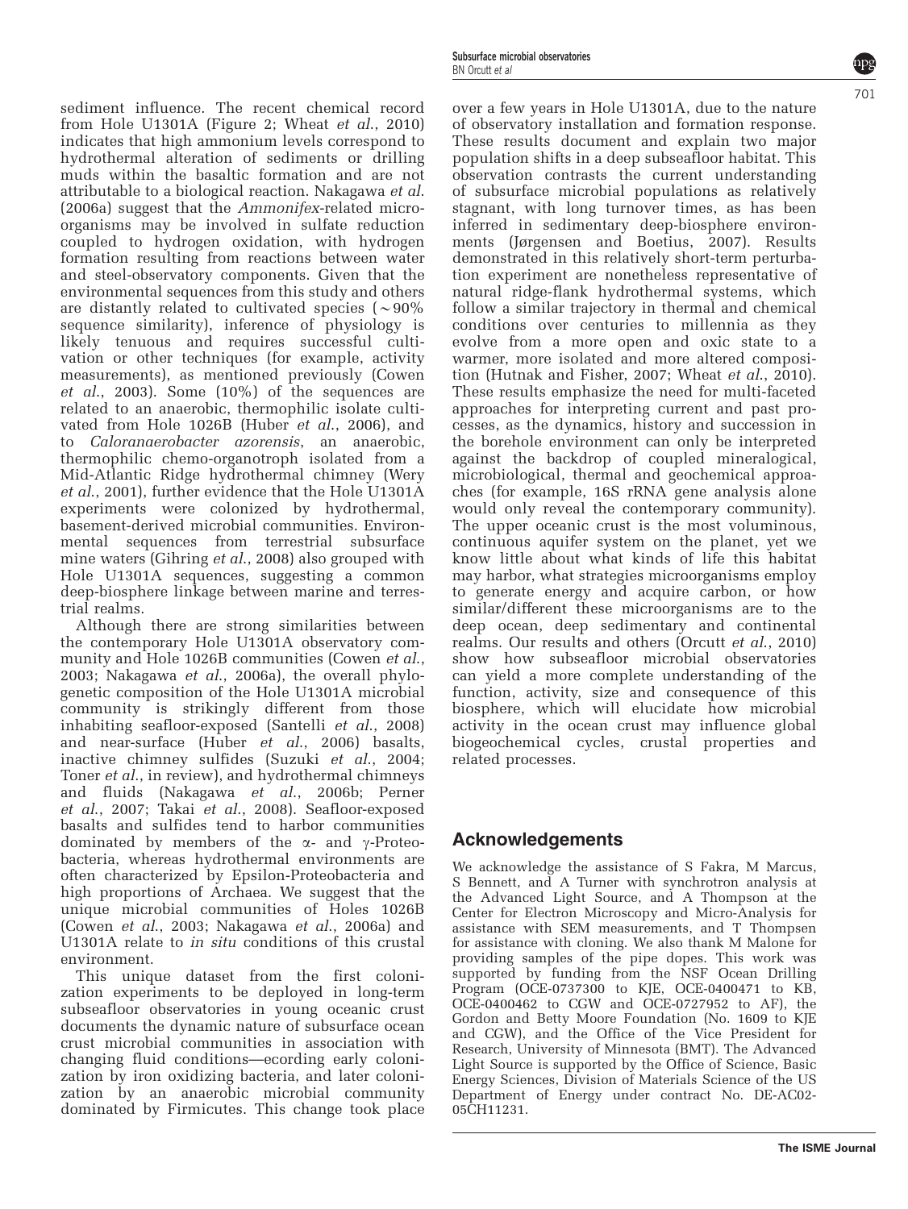sediment influence. The recent chemical record from Hole U1301A (Figure 2; Wheat *et al.*, 2010) indicates that high ammonium levels correspond to hydrothermal alteration of sediments or drilling muds within the basaltic formation and are not attributable to a biological reaction. Nakagawa *et al.* (2006a) suggest that the *Ammonifex*-related microorganisms may be involved in sulfate reduction coupled to hydrogen oxidation, with hydrogen formation resulting from reactions between water and steel-observatory components. Given that the environmental sequences from this study and others are distantly related to cultivated species (~90% sequence similarity), inference of physiology is likely tenuous and requires successful cultivation or other techniques (for example, activity measurements), as mentioned previously (Cowen *et al.*, 2003). Some (10%) of the sequences are related to an anaerobic, thermophilic isolate cultivated from Hole 1026B (Huber *et al.*, 2006), and to *Caloranaerobacter azorensis*, an anaerobic, thermophilic chemo-organotroph isolated from a Mid-Atlantic Ridge hydrothermal chimney (Wery *et al.*, 2001), further evidence that the Hole U1301A experiments were colonized by hydrothermal, basement-derived microbial communities. Environmental sequences from terrestrial subsurface mine waters (Gihring *et al.*, 2008) also grouped with Hole U1301A sequences, suggesting a common deep-biosphere linkage between marine and terrestrial realms.

Although there are strong similarities between the contemporary Hole U1301A observatory community and Hole 1026B communities (Cowen *et al.*, 2003; Nakagawa *et al.*, 2006a), the overall phylogenetic composition of the Hole U1301A microbial community is strikingly different from those inhabiting seafloor-exposed (Santelli *et al.*, 2008) and near-surface (Huber *et al.*, 2006) basalts, inactive chimney sulfides (Suzuki *et al.*, 2004; Toner *et al.*, in review), and hydrothermal chimneys and fluids (Nakagawa *et al.*, 2006b; Perner *et al.*, 2007; Takai *et al.*, 2008). Seafloor-exposed basalts and sulfides tend to harbor communities dominated by members of the α- and γ-Proteobacteria, whereas hydrothermal environments are often characterized by Epsilon-Proteobacteria and high proportions of Archaea. We suggest that the unique microbial communities of Holes 1026B (Cowen *et al.*, 2003; Nakagawa *et al.*, 2006a) and U1301A relate to *in situ* conditions of this crustal environment.

This unique dataset from the first colonization experiments to be deployed in long-term subseafloor observatories in young oceanic crust documents the dynamic nature of subsurface ocean crust microbial communities in association with changing fluid conditions—ecording early colonization by iron oxidizing bacteria, and later colonization by an anaerobic microbial community dominated by Firmicutes. This change took place over a few years in Hole U1301A, due to the nature of observatory installation and formation response. These results document and explain two major population shifts in a deep subseafloor habitat. This observation contrasts the current understanding of subsurface microbial populations as relatively stagnant, with long turnover times, as has been inferred in sedimentary deep-biosphere environments (Jørgensen and Boetius, 2007). Results demonstrated in this relatively short-term perturbation experiment are nonetheless representative of natural ridge-flank hydrothermal systems, which follow a similar trajectory in thermal and chemical conditions over centuries to millennia as they evolve from a more open and oxic state to a warmer, more isolated and more altered composition (Hutnak and Fisher, 2007; Wheat *et al.*, 2010). These results emphasize the need for multi-faceted approaches for interpreting current and past processes, as the dynamics, history and succession in the borehole environment can only be interpreted against the backdrop of coupled mineralogical, microbiological, thermal and geochemical approaches (for example, 16S rRNA gene analysis alone would only reveal the contemporary community). The upper oceanic crust is the most voluminous, continuous aquifer system on the planet, yet we know little about what kinds of life this habitat may harbor, what strategies microorganisms employ to generate energy and acquire carbon, or how similar/different these microorganisms are to the deep ocean, deep sedimentary and continental realms. Our results and others (Orcutt *et al.*, 2010) show how subseafloor microbial observatories can yield a more complete understanding of the function, activity, size and consequence of this biosphere, which will elucidate how microbial activity in the ocean crust may influence global biogeochemical cycles, crustal properties and related processes.

## Acknowledgements

We acknowledge the assistance of S Fakra, M Marcus, S Bennett, and A Turner with synchrotron analysis at the Advanced Light Source, and A Thompson at the Center for Electron Microscopy and Micro-Analysis for assistance with SEM measurements, and T Thompsen for assistance with cloning. We also thank M Malone for providing samples of the pipe dopes. This work was supported by funding from the NSF Ocean Drilling Program (OCE-0737300 to KJE, OCE-0400471 to KB, OCE-0400462 to CGW and OCE-0727952 to AF), the Gordon and Betty Moore Foundation (No. 1609 to KJE and CGW), and the Office of the Vice President for Research, University of Minnesota (BMT). The Advanced Light Source is supported by the Office of Science, Basic Energy Sciences, Division of Materials Science of the US Department of Energy under contract No. DE-AC02-05CH11231.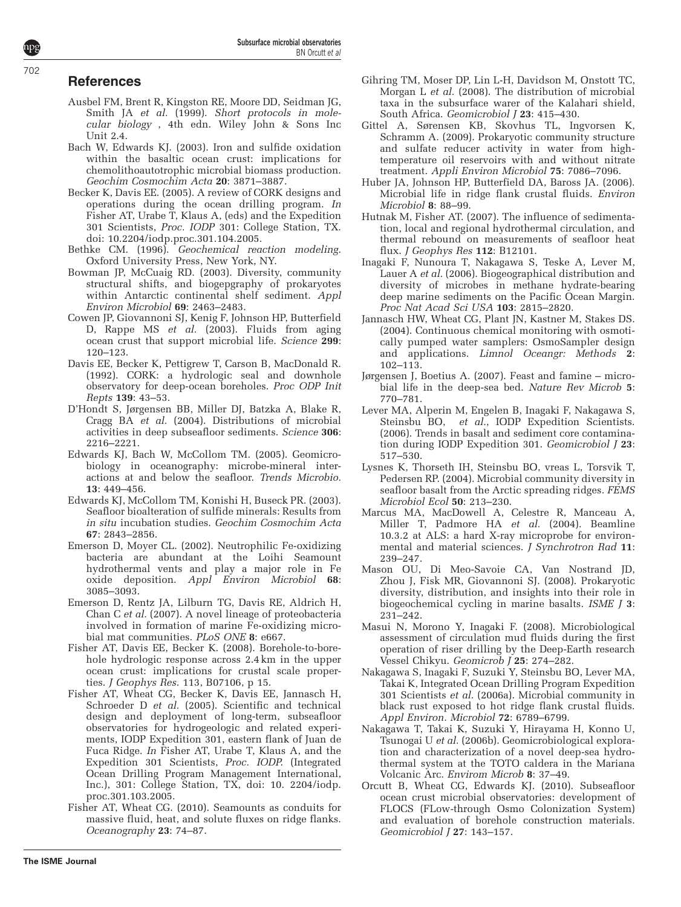## References

Ausbel FM, Brent R, Kingston RE, Moore DD, Seidman JG, Smith JA *et al.* (1999). *Short protocols in molecular biology* , 4th edn. Wiley John & Sons Inc Unit 2.4.

Bach W, Edwards KJ. (2003). Iron and sulfide oxidation within the basaltic ocean crust: implications for chemolithoautotrophic microbial biomass production. *Geochim Cosmochim Acta* **20**: 3871–3887.

Becker K, Davis EE. (2005). A review of CORK designs and operations during the ocean drilling program. *In* Fisher AT, Urabe T, Klaus A, (eds) and the Expedition 301 Scientists, *Proc. IODP* 301: College Station, TX. doi: 10.2204/iodp.proc.301.104.2005.

Bethke CM. (1996). *Geochemical reaction modeling*. Oxford University Press, New York, NY.

Bowman JP, McCuaig RD. (2003). Diversity, community structural shifts, and biogepgraphy of prokaryotes within Antarctic continental shelf sediment. *Appl Environ Microbiol* **69**: 2463–2483.

Cowen JP, Giovannoni SJ, Kenig F, Johnson HP, Butterfield D, Rappe MS *et al.* (2003). Fluids from aging ocean crust that support microbial life. *Science* **299**: 120–123.

Davis EE, Becker K, Pettigrew T, Carson B, MacDonald R. (1992). CORK: a hydrologic seal and downhole observatory for deep-ocean boreholes. *Proc ODP Init Repts* **139**: 43–53.

D'Hondt S, Jørgensen BB, Miller DJ, Batzka A, Blake R, Cragg BA *et al.* (2004). Distributions of microbial activities in deep subseafloor sediments. *Science* **306**: 2216–2221.

Edwards KJ, Bach W, McCollom TM. (2005). Geomicrobiology in oceanography: microbe-mineral interactions at and below the seafloor. *Trends Microbio.* **13**: 449–456.

Edwards KJ, McCollom TM, Konishi H, Buseck PR. (2003). Seafloor bioalteration of sulfide minerals: Results from *in situ* incubation studies. *Geochim Cosmochim Acta* **67**: 2843–2856.

Emerson D, Moyer CL. (2002). Neutrophilic Fe-oxidizing bacteria are abundant at the Loihi Seamount hydrothermal vents and play a major role in Fe oxide deposition. *Appl Environ Microbiol* **68**: 3085–3093.

Emerson D, Rentz JA, Lilburn TG, Davis RE, Aldrich H, Chan C *et al.* (2007). A novel lineage of proteobacteria involved in formation of marine Fe-oxidizing microbial mat communities. *PLoS ONE* **8**: e667.

Fisher AT, Davis EE, Becker K. (2008). Borehole-to-borehole hydrologic response across 2.4 km in the upper ocean crust: implications for crustal scale properties. *J Geophys Res*. 113, B07106, p 15.

Fisher AT, Wheat CG, Becker K, Davis EE, Jannasch H, Schroeder D *et al.* (2005). Scientific and technical design and deployment of long-term, subseafloor observatories for hydrogeologic and related experiments, IODP Expedition 301, eastern flank of Juan de Fuca Ridge. *In* Fisher AT, Urabe T, Klaus A, and the Expedition 301 Scientists, *Proc. IODP*. (Integrated Ocean Drilling Program Management International, Inc.), 301: College Station, TX, doi: 10. 2204/iodp. proc.301.103.2005.

Fisher AT, Wheat CG. (2010). Seamounts as conduits for massive fluid, heat, and solute fluxes on ridge flanks. *Oceanography* **23**: 74–87.

Gihring TM, Moser DP, Lin L-H, Davidson M, Onstott TC, Morgan L *et al.* (2008). The distribution of microbial taxa in the subsurface warer of the Kalahari shield, South Africa. *Geomicrobiol J* **23**: 415–430.

Gittel A, Sørensen KB, Skovhus TL, Ingvorsen K, Schramm A. (2009). Prokaryotic community structure and sulfate reducer activity in water from high-temperature oil reservoirs with and without nitrate treatment. *Appli Environ Microbiol* **75**: 7086–7096.

Huber JA, Johnson HP, Butterfield DA, Baross JA. (2006). Microbial life in ridge flank crustal fluids. *Environ Microbiol* **8**: 88–99.

Hutnak M, Fisher AT. (2007). The influence of sedimentation, local and regional hydrothermal circulation, and thermal rebound on measurements of seafloor heat flux. *J Geophys Res* **112**: B12101.

Inagaki F, Nunoura T, Nakagawa S, Teske A, Lever M, Lauer A *et al.* (2006). Biogeographical distribution and diversity of microbes in methane hydrate-bearing deep marine sediments on the Pacific Ocean Margin. *Proc Nat Acad Sci USA* **103**: 2815–2820.

Jannasch HW, Wheat CG, Plant JN, Kastner M, Stakes DS. (2004). Continuous chemical monitoring with osmotically pumped water samplers: OsmoSampler design and applications. *Limnol Oceangr: Methods* **2**: 102–113.

Jørgensen J, Boetius A. (2007). Feast and famine – microbial life in the deep-sea bed. *Nature Rev Microb* **5**: 770–781.

Lever MA, Alperin M, Engelen B, Inagaki F, Nakagawa S, Steinsbu BO, *et al.*, IODP Expedition Scientists. (2006). Trends in basalt and sediment core contamination during IODP Expedition 301. *Geomicrobiol J* **23**: 517–530.

Lysnes K, Thorseth IH, Steinsbu BO, vreas L, Torsvik T, Pedersen RP. (2004). Microbial community diversity in seafloor basalt from the Arctic spreading ridges. *FEMS Microbiol Ecol* **50**: 213–230.

Marcus MA, MacDowell A, Celestre R, Manceau A, Miller T, Padmore HA *et al.* (2004). Beamline 10.3.2 at ALS: a hard X-ray microprobe for environmental and material sciences. *J Synchrotron Rad* **11**: 239–247.

Mason OU, Di Meo-Savoie CA, Van Nostrand JD, Zhou J, Fisk MR, Giovannoni SJ. (2008). Prokaryotic diversity, distribution, and insights into their role in biogeochemical cycling in marine basalts. *ISME J* **3**: 231–242.

Masui N, Morono Y, Inagaki F. (2008). Microbiological assessment of circulation mud fluids during the first operation of riser drilling by the Deep-Earth research Vessel Chikyu. *Geomicrob J* **25**: 274–282.

Nakagawa S, Inagaki F, Suzuki Y, Steinsbu BO, Lever MA, Takai K, Integrated Ocean Drilling Program Expedition 301 Scientists *et al.* (2006a). Microbial community in black rust exposed to hot ridge flank crustal fluids. *Appl Environ. Microbiol* **72**: 6789–6799.

Nakagawa T, Takai K, Suzuki Y, Hirayama H, Konno U, Tsunogai U *et al.* (2006b). Geomicrobiological exploration and characterization of a novel deep-sea hydrothermal system at the TOTO caldera in the Mariana Volcanic Arc. *Envirom Microb* **8**: 37–49.

Orcutt B, Wheat CG, Edwards KJ. (2010). Subseafloor ocean crust microbial observatories: development of FLOCS (FLow-through Osmo Colonization System) and evaluation of borehole construction materials. *Geomicrobiol J* **27**: 143–157.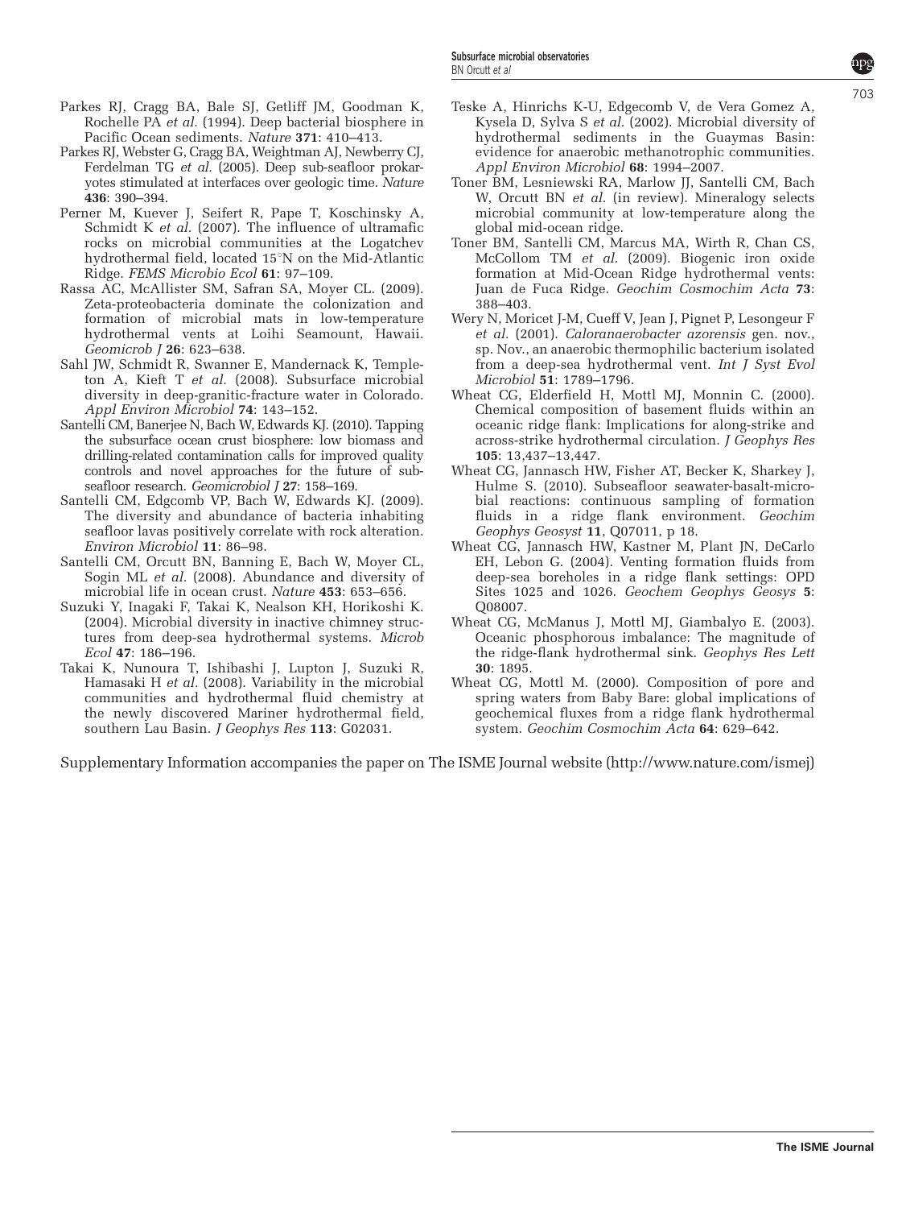Parkes RJ, Cragg BA, Bale SJ, Getliff JM, Goodman K, Rochelle PA *et al.* (1994). Deep bacterial biosphere in Pacific Ocean sediments. *Nature* **371**: 410–413.

Parkes RJ, Webster G, Cragg BA, Weightman AJ, Newberry CJ, Ferdelman TG *et al.* (2005). Deep sub-seafloor prokaryotes stimulated at interfaces over geologic time. *Nature* **436**: 390–394.

Perner M, Kuever J, Seifert R, Pape T, Koschinsky A, Schmidt K *et al.* (2007). The influence of ultramafic rocks on microbial communities at the Logatchev hydrothermal field, located 15°N on the Mid-Atlantic Ridge. *FEMS Microbio Ecol* **61**: 97–109.

Rassa AC, McAllister SM, Safran SA, Moyer CL. (2009). Zeta-proteobacteria dominate the colonization and formation of microbial mats in low-temperature hydrothermal vents at Loihi Seamount, Hawaii. *Geomicrob J* **26**: 623–638.

Sahl JW, Schmidt R, Swanner E, Mandernack K, Templeton A, Kieft T *et al.* (2008). Subsurface microbial diversity in deep-granitic-fracture water in Colorado. *Appl Environ Microbiol* **74**: 143–152.

Santelli CM, Banerjee N, Bach W, Edwards KJ. (2010). Tapping the subsurface ocean crust biosphere: low biomass and drilling-related contamination calls for improved quality controls and novel approaches for the future of subseafloor research. *Geomicrobiol J* **27**: 158–169.

Santelli CM, Edgcomb VP, Bach W, Edwards KJ. (2009). The diversity and abundance of bacteria inhabiting seafloor lavas positively correlate with rock alteration. *Environ Microbiol* **11**: 86–98.

Santelli CM, Orcutt BN, Banning E, Bach W, Moyer CL, Sogin ML *et al.* (2008). Abundance and diversity of microbial life in ocean crust. *Nature* **453**: 653–656.

Suzuki Y, Inagaki F, Takai K, Nealson KH, Horikoshi K. (2004). Microbial diversity in inactive chimney structures from deep-sea hydrothermal systems. *Microb Ecol* **47**: 186–196.

Takai K, Nunoura T, Ishibashi J, Lupton J, Suzuki R, Hamasaki H *et al.* (2008). Variability in the microbial communities and hydrothermal fluid chemistry at the newly discovered Mariner hydrothermal field, southern Lau Basin. *J Geophys Res* **113**: G02031.

Teske A, Hinrichs K-U, Edgecomb V, de Vera Gomez A, Kysela D, Sylva S *et al.* (2002). Microbial diversity of hydrothermal sediments in the Guaymas Basin: evidence for anaerobic methanotrophic communities. *Appl Environ Microbiol* **68**: 1994–2007.

Toner BM, Lesniewski RA, Marlow JJ, Santelli CM, Bach W, Orcutt BN *et al.* (in review). Mineralogy selects microbial community at low-temperature along the global mid-ocean ridge.

Toner BM, Santelli CM, Marcus MA, Wirth R, Chan CS, McCollom TM *et al.* (2009). Biogenic iron oxide formation at Mid-Ocean Ridge hydrothermal vents: Juan de Fuca Ridge. *Geochim Cosmochim Acta* **73**: 388–403.

Wery N, Moricet J-M, Cueff V, Jean J, Pignet P, Lesongeur F *et al.* (2001). *Caloranaerobacter azorensis* gen. nov., sp. Nov., an anaerobic thermophilic bacterium isolated from a deep-sea hydrothermal vent. *Int J Syst Evol Microbiol* **51**: 1789–1796.

Wheat CG, Elderfield H, Mottl MJ, Monnin C. (2000). Chemical composition of basement fluids within an oceanic ridge flank: Implications for along-strike and across-strike hydrothermal circulation. *J Geophys Res* **105**: 13,437–13,447.

Wheat CG, Jannasch HW, Fisher AT, Becker K, Sharkey J, Hulme S. (2010). Subseafloor seawater-basalt-microbial reactions: continuous sampling of formation fluids in a ridge flank environment. *Geochim Geophys Geosyst* **11**, Q07011, p 18.

Wheat CG, Jannasch HW, Kastner M, Plant JN, DeCarlo EH, Lebon G. (2004). Venting formation fluids from deep-sea boreholes in a ridge flank settings: OPD Sites 1025 and 1026. *Geochem Geophys Geosys* **5**: Q08007.

Wheat CG, McManus J, Mottl MJ, Giambalyo E. (2003). Oceanic phosphorous imbalance: The magnitude of the ridge-flank hydrothermal sink. *Geophys Res Lett* **30**: 1895.

Wheat CG, Mottl M. (2000). Composition of pore and spring waters from Baby Bare: global implications of geochemical fluxes from a ridge flank hydrothermal system. *Geochim Cosmochim Acta* **64**: 629–642.

Supplementary Information accompanies the paper on The ISME Journal website (http://www.nature.com/ismej)